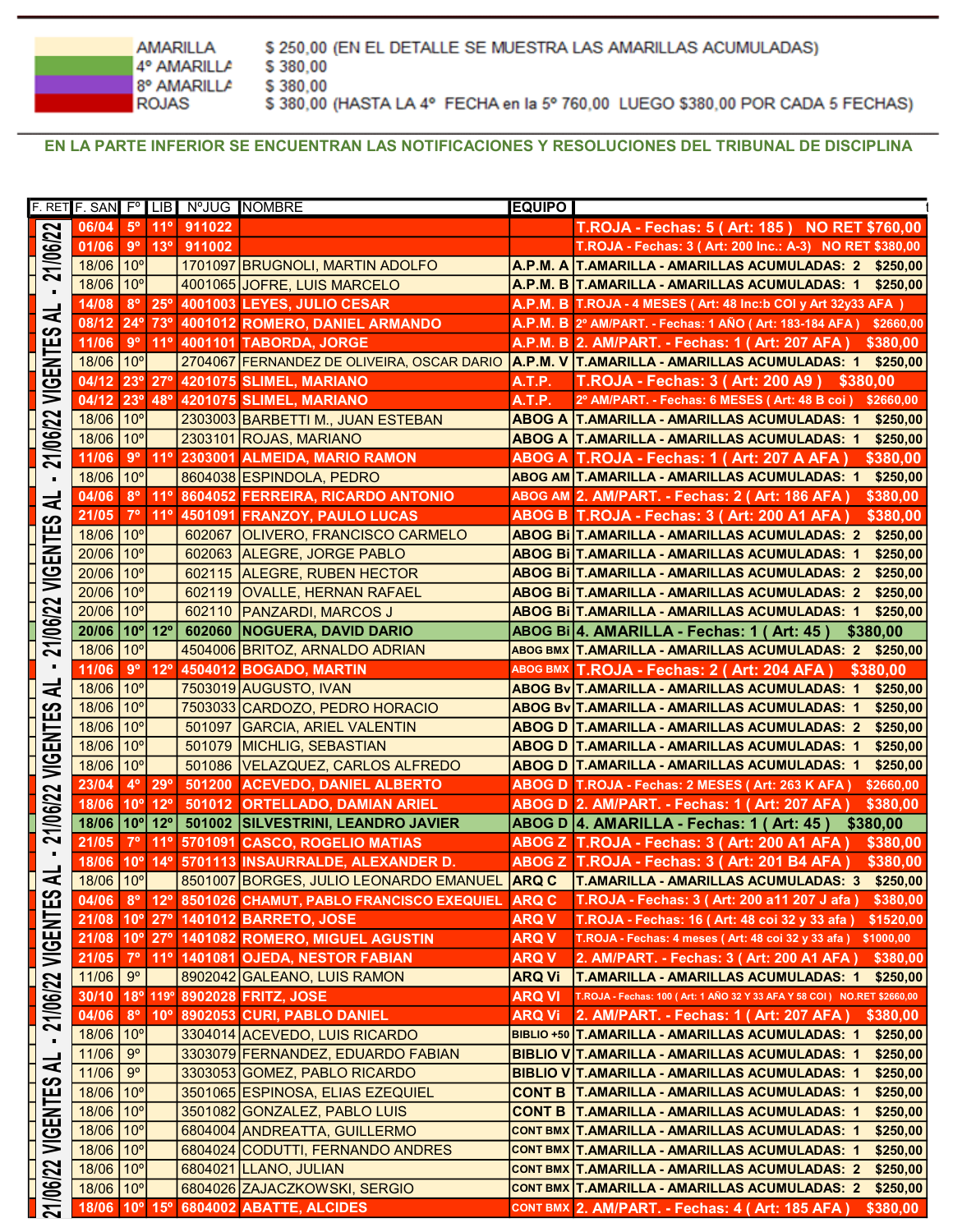| | |
|---|---|
| AMARILLA | $ 250,00 (EN EL DETALLE SE MUESTRA LAS AMARILLAS ACUMULADAS) |
| 4° AMARILLA | $ 380,00 |
| 8° AMARILLA | $ 380,00 |
| ROJAS | $ 380,00 (HASTA LA 4° FECHA en la 5° 760,00 LUEGO $380,00 POR CADA 5 FECHAS) |

**EN LA PARTE INFERIOR SE ENCUENTRAN LAS NOTIFICACIONES Y RESOLUCIONES DEL TRIBUNAL DE DISCIPLINA**

| F. RET | F. SAN | F° | LIB | N°JUG | NOMBRE | EQUIPO | |
|---|---|---|---|---|---|---|---|
| 21/06/22 VIGENTES AL - 21/06/22 VIGENTES AL - 21/06/22 VIGENTES AL - 21/06/22 VIGENTES AL - 21/06/22 VIGENTES AL - 21/06/22 VIGENTES AL - 21/06/22 | 06/04 | 5° | 11° | 911022 | | | T.ROJA - Fechas: 5 ( Art: 185 ) NO RET $760,00 |
| | 01/06 | 9° | 13° | 911002 | | | T.ROJA - Fechas: 3 ( Art: 200 Inc.: A-3) NO RET $380,00 |
| | 18/06 | 10° | | 1701097 | BRUGNOLI, MARTIN ADOLFO | A.P.M. A | T.AMARILLA - AMARILLAS ACUMULADAS: 2 $250,00 |
| | 18/06 | 10° | | 4001065 | JOFRE, LUIS MARCELO | A.P.M. B | T.AMARILLA - AMARILLAS ACUMULADAS: 1 $250,00 |
| | 14/08 | 8° | 25° | 4001003 | LEYES, JULIO CESAR | A.P.M. B | T.ROJA - 4 MESES ( Art: 48 Inc:b COI y Art 32y33 AFA ) |
| | 08/12 | 24° | 73° | 4001012 | ROMERO, DANIEL ARMANDO | A.P.M. B | 2° AM/PART. - Fechas: 1 AÑO ( Art: 183-184 AFA ) $2660,00 |
| | 11/06 | 9° | 11° | 4001101 | TABORDA, JORGE | A.P.M. B | 2. AM/PART. - Fechas: 1 ( Art: 207 AFA ) $380,00 |
| | 18/06 | 10° | | 2704067 | FERNANDEZ DE OLIVEIRA, OSCAR DARIO | A.P.M. V | T.AMARILLA - AMARILLAS ACUMULADAS: 1 $250,00 |
| | 04/12 | 23° | 27° | 4201075 | SLIMEL, MARIANO | A.T.P. | T.ROJA - Fechas: 3 ( Art: 200 A9 ) $380,00 |
| | 04/12 | 23° | 48° | 4201075 | SLIMEL, MARIANO | A.T.P. | 2° AM/PART. - Fechas: 6 MESES ( Art: 48 B coi ) $2660,00 |
| | 18/06 | 10° | | 2303003 | BARBETTI M., JUAN ESTEBAN | ABOG A | T.AMARILLA - AMARILLAS ACUMULADAS: 1 $250,00 |
| | 18/06 | 10° | | 2303101 | ROJAS, MARIANO | ABOG A | T.AMARILLA - AMARILLAS ACUMULADAS: 1 $250,00 |
| | 11/06 | 9° | 11° | 2303001 | ALMEIDA, MARIO RAMON | ABOG A | T.ROJA - Fechas: 1 ( Art: 207 A AFA ) $380,00 |
| | 18/06 | 10° | | 8604038 | ESPINDOLA, PEDRO | ABOG AM | T.AMARILLA - AMARILLAS ACUMULADAS: 1 $250,00 |
| | 04/06 | 8° | 11° | 8604052 | FERREIRA, RICARDO ANTONIO | ABOG AM | 2. AM/PART. - Fechas: 2 ( Art: 186 AFA ) $380,00 |
| | 21/05 | 7° | 11° | 4501091 | FRANZOY, PAULO LUCAS | ABOG B | T.ROJA - Fechas: 3 ( Art: 200 A1 AFA ) $380,00 |
| | 18/06 | 10° | | 602067 | OLIVERO, FRANCISCO CARMELO | ABOG Bi | T.AMARILLA - AMARILLAS ACUMULADAS: 2 $250,00 |
| | 20/06 | 10° | | 602063 | ALEGRE, JORGE PABLO | ABOG Bi | T.AMARILLA - AMARILLAS ACUMULADAS: 1 $250,00 |
| | 20/06 | 10° | | 602115 | ALEGRE, RUBEN HECTOR | ABOG Bi | T.AMARILLA - AMARILLAS ACUMULADAS: 2 $250,00 |
| | 20/06 | 10° | | 602119 | OVALLE, HERNAN RAFAEL | ABOG Bi | T.AMARILLA - AMARILLAS ACUMULADAS: 2 $250,00 |
| | 20/06 | 10° | | 602110 | PANZARDI, MARCOS J | ABOG Bi | T.AMARILLA - AMARILLAS ACUMULADAS: 1 $250,00 |
| | 20/06 | 10° | 12° | 602060 | NOGUERA, DAVID DARIO | ABOG Bi | 4. AMARILLA - Fechas: 1 ( Art: 45 ) $380,00 |
| | 18/06 | 10° | | 4504006 | BRITOZ, ARNALDO ADRIAN | ABOG BMX | T.AMARILLA - AMARILLAS ACUMULADAS: 2 $250,00 |
| | 11/06 | 9° | 12° | 4504012 | BOGADO, MARTIN | ABOG BMX | T.ROJA - Fechas: 2 ( Art: 204 AFA ) $380,00 |
| | 18/06 | 10° | | 7503019 | AUGUSTO, IVAN | ABOG Bv | T.AMARILLA - AMARILLAS ACUMULADAS: 1 $250,00 |
| | 18/06 | 10° | | 7503033 | CARDOZO, PEDRO HORACIO | ABOG Bv | T.AMARILLA - AMARILLAS ACUMULADAS: 1 $250,00 |
| | 18/06 | 10° | | 501097 | GARCIA, ARIEL VALENTIN | ABOG D | T.AMARILLA - AMARILLAS ACUMULADAS: 2 $250,00 |
| | 18/06 | 10° | | 501079 | MICHLIG, SEBASTIAN | ABOG D | T.AMARILLA - AMARILLAS ACUMULADAS: 1 $250,00 |
| | 18/06 | 10° | | 501086 | VELAZQUEZ, CARLOS ALFREDO | ABOG D | T.AMARILLA - AMARILLAS ACUMULADAS: 1 $250,00 |
| | 23/04 | 4° | 29° | 501200 | ACEVEDO, DANIEL ALBERTO | ABOG D | T.ROJA - Fechas: 2 MESES ( Art: 263 K AFA ) $2660,00 |
| | 18/06 | 10° | 12° | 501012 | ORTELLADO, DAMIAN ARIEL | ABOG D | 2. AM/PART. - Fechas: 1 ( Art: 207 AFA ) $380,00 |
| | 18/06 | 10° | 12° | 501002 | SILVESTRINI, LEANDRO JAVIER | ABOG D | 4. AMARILLA - Fechas: 1 ( Art: 45 ) $380,00 |
| | 21/05 | 7° | 11° | 5701091 | CASCO, ROGELIO MATIAS | ABOG Z | T.ROJA - Fechas: 3 ( Art: 200 A1 AFA ) $380,00 |
| | 18/06 | 10° | 14° | 5701113 | INSAURRALDE, ALEXANDER D. | ABOG Z | T.ROJA - Fechas: 3 ( Art: 201 B4 AFA ) $380,00 |
| | 18/06 | 10° | | 8501007 | BORGES, JULIO LEONARDO EMANUEL | ARQ C | T.AMARILLA - AMARILLAS ACUMULADAS: 3 $250,00 |
| | 04/06 | 8° | 12° | 8501026 | CHAMUT, PABLO FRANCISCO EXEQUIEL | ARQ C | T.ROJA - Fechas: 3 ( Art: 200 a11 207 J afa ) $380,00 |
| | 21/08 | 10° | 27° | 1401012 | BARRETO, JOSE | ARQ V | T.ROJA - Fechas: 16 ( Art: 48 coi 32 y 33 afa ) $1520,00 |
| | 21/08 | 10° | 27° | 1401082 | ROMERO, MIGUEL AGUSTIN | ARQ V | T.ROJA - Fechas: 4 meses ( Art: 48 coi 32 y 33 afa ) $1000,00 |
| | 21/05 | 7° | 11° | 1401081 | OJEDA, NESTOR FABIAN | ARQ V | 2. AM/PART. - Fechas: 3 ( Art: 200 A1 AFA ) $380,00 |
| | 11/06 | 9° | | 8902042 | GALEANO, LUIS RAMON | ARQ Vi | T.AMARILLA - AMARILLAS ACUMULADAS: 1 $250,00 |
| | 30/10 | 18° | 119° | 8902028 | FRITZ, JOSE | ARQ VI | T.ROJA - Fechas: 100 ( Art: 1 AÑO 32 Y 33 AFA Y 58 COI ) NO.RET $2660,00 |
| | 04/06 | 8° | 10° | 8902053 | CURI, PABLO DANIEL | ARQ Vi | 2. AM/PART. - Fechas: 1 ( Art: 207 AFA ) $380,00 |
| | 18/06 | 10° | | 3304014 | ACEVEDO, LUIS RICARDO | BIBLIO +50 | T.AMARILLA - AMARILLAS ACUMULADAS: 1 $250,00 |
| | 11/06 | 9° | | 3303079 | FERNANDEZ, EDUARDO FABIAN | BIBLIO V | T.AMARILLA - AMARILLAS ACUMULADAS: 1 $250,00 |
| | 11/06 | 9° | | 3303053 | GOMEZ, PABLO RICARDO | BIBLIO V | T.AMARILLA - AMARILLAS ACUMULADAS: 1 $250,00 |
| | 18/06 | 10° | | 3501065 | ESPINOSA, ELIAS EZEQUIEL | CONT B | T.AMARILLA - AMARILLAS ACUMULADAS: 1 $250,00 |
| | 18/06 | 10° | | 3501082 | GONZALEZ, PABLO LUIS | CONT B | T.AMARILLA - AMARILLAS ACUMULADAS: 1 $250,00 |
| | 18/06 | 10° | | 6804004 | ANDREATTA, GUILLERMO | CONT BMX | T.AMARILLA - AMARILLAS ACUMULADAS: 1 $250,00 |
| | 18/06 | 10° | | 6804024 | CODUTTI, FERNANDO ANDRES | CONT BMX | T.AMARILLA - AMARILLAS ACUMULADAS: 1 $250,00 |
| | 18/06 | 10° | | 6804021 | LLANO, JULIAN | CONT BMX | T.AMARILLA - AMARILLAS ACUMULADAS: 2 $250,00 |
| | 18/06 | 10° | | 6804026 | ZAJACZKOWSKI, SERGIO | CONT BMX | T.AMARILLA - AMARILLAS ACUMULADAS: 2 $250,00 |
| | 18/06 | 10° | 15° | 6804002 | ABATTE, ALCIDES | CONT BMX | 2. AM/PART. - Fechas: 4 ( Art: 185 AFA ) $380,00 |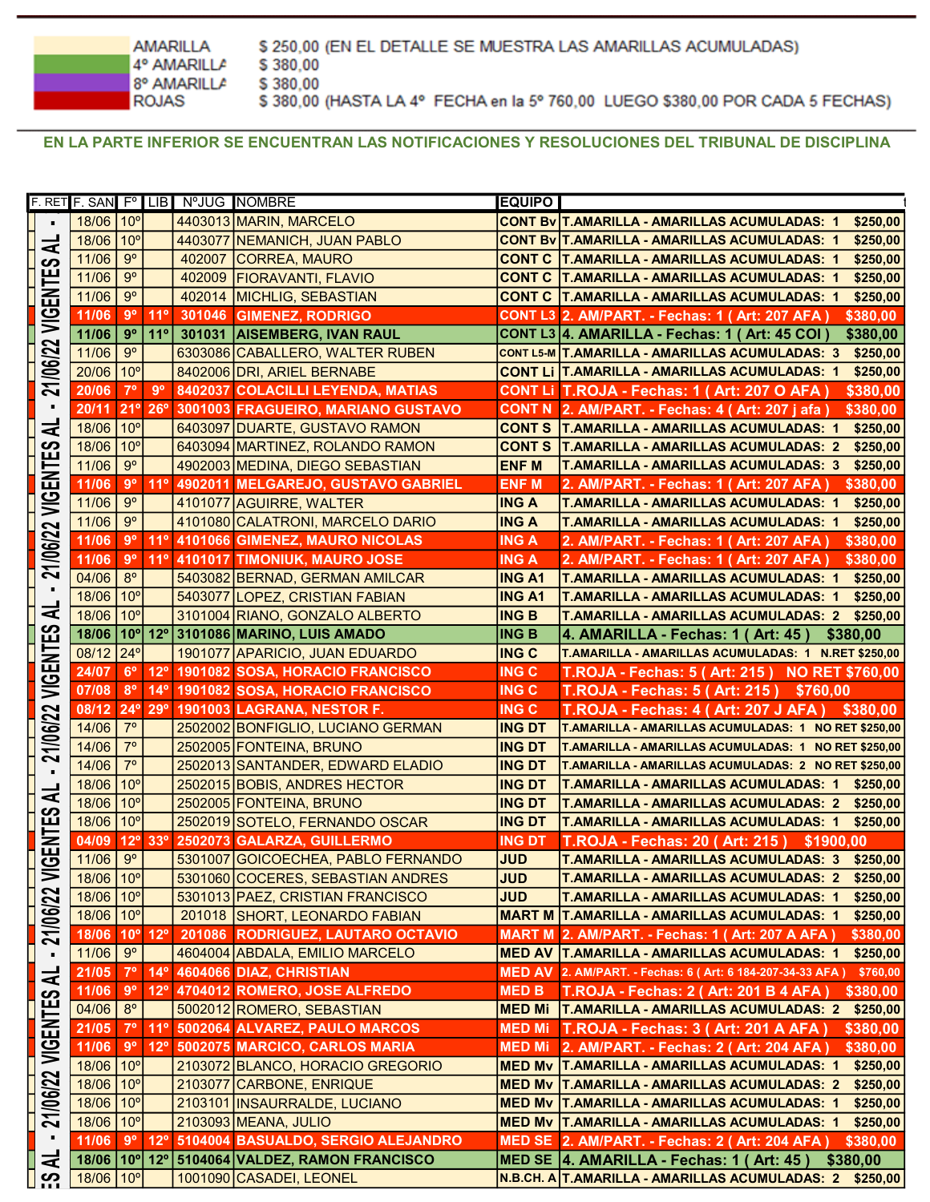| | |
|---|---|
| AMARILLA | $ 250,00 (EN EL DETALLE SE MUESTRA LAS AMARILLAS ACUMULADAS) |
| 4º AMARILLA | $ 380,00 |
| 8º AMARILLA | $ 380,00 |
| ROJAS | $ 380,00 (HASTA LA 4º FECHA en la 5º 760,00 LUEGO $380,00 POR CADA 5 FECHAS) |

**EN LA PARTE INFERIOR SE ENCUENTRAN LAS NOTIFICACIONES Y RESOLUCIONES DEL TRIBUNAL DE DISCIPLINA**

| F. RET | F. SAN | Fº | LIB | NºJUG | NOMBRE | EQUIPO | |
|---|---|---|---|---|---|---|---|
| 21/06/22 VIGENTES AL | 18/06 | 10º | | 4403013 | MARIN, MARCELO | CONT Bv | T.AMARILLA - AMARILLAS ACUMULADAS: 1 $250,00 |
| | 18/06 | 10º | | 4403077 | NEMANICH, JUAN PABLO | CONT Bv | T.AMARILLA - AMARILLAS ACUMULADAS: 1 $250,00 |
| | 11/06 | 9º | | 402007 | CORREA, MAURO | CONT C | T.AMARILLA - AMARILLAS ACUMULADAS: 1 $250,00 |
| | 11/06 | 9º | | 402009 | FIORAVANTI, FLAVIO | CONT C | T.AMARILLA - AMARILLAS ACUMULADAS: 1 $250,00 |
| | 11/06 | 9º | | 402014 | MICHLIG, SEBASTIAN | CONT C | T.AMARILLA - AMARILLAS ACUMULADAS: 1 $250,00 |
| | 11/06 | 9º | 11º | 301046 | GIMENEZ, RODRIGO | CONT L3 | 2. AM/PART. - Fechas: 1 ( Art: 207 AFA ) $380,00 |
| | 11/06 | 9º | 11º | 301031 | AISEMBERG, IVAN RAUL | CONT L3 | 4. AMARILLA - Fechas: 1 ( Art: 45 COI ) $380,00 |
| | 11/06 | 9º | | 6303086 | CABALLERO, WALTER RUBEN | CONT L5-M | T.AMARILLA - AMARILLAS ACUMULADAS: 3 $250,00 |
| | 20/06 | 10º | | 8402006 | DRI, ARIEL BERNABE | CONT Li | T.AMARILLA - AMARILLAS ACUMULADAS: 1 $250,00 |
| | 20/06 | 7º | 9º | 8402037 | COLACILLI LEYENDA, MATIAS | CONT Li | T.ROJA - Fechas: 1 ( Art: 207 O AFA ) $380,00 |
| | 20/11 | 21º | 26º | 3001003 | FRAGUEIRO, MARIANO GUSTAVO | CONT N | 2. AM/PART. - Fechas: 4 ( Art: 207 j afa ) $380,00 |
| | 18/06 | 10º | | 6403097 | DUARTE, GUSTAVO RAMON | CONT S | T.AMARILLA - AMARILLAS ACUMULADAS: 1 $250,00 |
| | 18/06 | 10º | | 6403094 | MARTINEZ, ROLANDO RAMON | CONT S | T.AMARILLA - AMARILLAS ACUMULADAS: 2 $250,00 |
| | 11/06 | 9º | | 4902003 | MEDINA, DIEGO SEBASTIAN | ENF M | T.AMARILLA - AMARILLAS ACUMULADAS: 3 $250,00 |
| | 11/06 | 9º | 11º | 4902011 | MELGAREJO, GUSTAVO GABRIEL | ENF M | 2. AM/PART. - Fechas: 1 ( Art: 207 AFA ) $380,00 |
| | 11/06 | 9º | | 4101077 | AGUIRRE, WALTER | ING A | T.AMARILLA - AMARILLAS ACUMULADAS: 1 $250,00 |
| | 11/06 | 9º | | 4101080 | CALATRONI, MARCELO DARIO | ING A | T.AMARILLA - AMARILLAS ACUMULADAS: 1 $250,00 |
| | 11/06 | 9º | 11º | 4101066 | GIMENEZ, MAURO NICOLAS | ING A | 2. AM/PART. - Fechas: 1 ( Art: 207 AFA ) $380,00 |
| | 11/06 | 9º | 11º | 4101017 | TIMONIUK, MAURO JOSE | ING A | 2. AM/PART. - Fechas: 1 ( Art: 207 AFA ) $380,00 |
| | 04/06 | 8º | | 5403082 | BERNAD, GERMAN AMILCAR | ING A1 | T.AMARILLA - AMARILLAS ACUMULADAS: 1 $250,00 |
| | 18/06 | 10º | | 5403077 | LOPEZ, CRISTIAN FABIAN | ING A1 | T.AMARILLA - AMARILLAS ACUMULADAS: 1 $250,00 |
| | 18/06 | 10º | | 3101004 | RIANO, GONZALO ALBERTO | ING B | T.AMARILLA - AMARILLAS ACUMULADAS: 2 $250,00 |
| | 18/06 | 10º | 12º | 3101086 | MARINO, LUIS AMADO | ING B | 4. AMARILLA - Fechas: 1 ( Art: 45 ) $380,00 |
| | 08/12 | 24º | | 1901077 | APARICIO, JUAN EDUARDO | ING C | T.AMARILLA - AMARILLAS ACUMULADAS: 1 N.RET $250,00 |
| | 24/07 | 6º | 12º | 1901082 | SOSA, HORACIO FRANCISCO | ING C | T.ROJA - Fechas: 5 ( Art: 215 ) NO RET $760,00 |
| | 07/08 | 8º | 14º | 1901082 | SOSA, HORACIO FRANCISCO | ING C | T.ROJA - Fechas: 5 ( Art: 215 ) $760,00 |
| | 08/12 | 24º | 29º | 1901003 | LAGRANA, NESTOR F. | ING C | T.ROJA - Fechas: 4 ( Art: 207 J AFA ) $380,00 |
| | 14/06 | 7º | | 2502002 | BONFIGLIO, LUCIANO GERMAN | ING DT | T.AMARILLA - AMARILLAS ACUMULADAS: 1 NO RET $250,00 |
| | 14/06 | 7º | | 2502005 | FONTEINA, BRUNO | ING DT | T.AMARILLA - AMARILLAS ACUMULADAS: 1 NO RET $250,00 |
| | 14/06 | 7º | | 2502013 | SANTANDER, EDWARD ELADIO | ING DT | T.AMARILLA - AMARILLAS ACUMULADAS: 2 NO RET $250,00 |
| | 18/06 | 10º | | 2502015 | BOBIS, ANDRES HECTOR | ING DT | T.AMARILLA - AMARILLAS ACUMULADAS: 1 $250,00 |
| | 18/06 | 10º | | 2502005 | FONTEINA, BRUNO | ING DT | T.AMARILLA - AMARILLAS ACUMULADAS: 2 $250,00 |
| | 18/06 | 10º | | 2502019 | SOTELO, FERNANDO OSCAR | ING DT | T.AMARILLA - AMARILLAS ACUMULADAS: 1 $250,00 |
| | 04/09 | 12º | 33º | 2502073 | GALARZA, GUILLERMO | ING DT | T.ROJA - Fechas: 20 ( Art: 215 ) $1900,00 |
| | 11/06 | 9º | | 5301007 | GOICOECHEA, PABLO FERNANDO | JUD | T.AMARILLA - AMARILLAS ACUMULADAS: 3 $250,00 |
| | 18/06 | 10º | | 5301060 | COCERES, SEBASTIAN ANDRES | JUD | T.AMARILLA - AMARILLAS ACUMULADAS: 2 $250,00 |
| | 18/06 | 10º | | 5301013 | PAEZ, CRISTIAN FRANCISCO | JUD | T.AMARILLA - AMARILLAS ACUMULADAS: 1 $250,00 |
| | 18/06 | 10º | | 201018 | SHORT, LEONARDO FABIAN | MART M | T.AMARILLA - AMARILLAS ACUMULADAS: 1 $250,00 |
| | 18/06 | 10º | 12º | 201086 | RODRIGUEZ, LAUTARO OCTAVIO | MART M | 2. AM/PART. - Fechas: 1 ( Art: 207 A AFA ) $380,00 |
| | 11/06 | 9º | | 4604004 | ABDALA, EMILIO MARCELO | MED AV | T.AMARILLA - AMARILLAS ACUMULADAS: 1 $250,00 |
| | 21/05 | 7º | 14º | 4604066 | DIAZ, CHRISTIAN | MED AV | 2. AM/PART. - Fechas: 6 ( Art: 6 184-207-34-33 AFA ) $760,00 |
| | 11/06 | 9º | 12º | 4704012 | ROMERO, JOSE ALFREDO | MED B | T.ROJA - Fechas: 2 ( Art: 201 B 4 AFA ) $380,00 |
| | 04/06 | 8º | | 5002012 | ROMERO, SEBASTIAN | MED Mi | T.AMARILLA - AMARILLAS ACUMULADAS: 2 $250,00 |
| | 21/05 | 7º | 11º | 5002064 | ALVAREZ, PAULO MARCOS | MED Mi | T.ROJA - Fechas: 3 ( Art: 201 A AFA ) $380,00 |
| | 11/06 | 9º | 12º | 5002075 | MARCICO, CARLOS MARIA | MED Mi | 2. AM/PART. - Fechas: 2 ( Art: 204 AFA ) $380,00 |
| | 18/06 | 10º | | 2103072 | BLANCO, HORACIO GREGORIO | MED Mv | T.AMARILLA - AMARILLAS ACUMULADAS: 1 $250,00 |
| | 18/06 | 10º | | 2103077 | CARBONE, ENRIQUE | MED Mv | T.AMARILLA - AMARILLAS ACUMULADAS: 2 $250,00 |
| | 18/06 | 10º | | 2103101 | INSAURRALDE, LUCIANO | MED Mv | T.AMARILLA - AMARILLAS ACUMULADAS: 1 $250,00 |
| | 18/06 | 10º | | 2103093 | MEANA, JULIO | MED Mv | T.AMARILLA - AMARILLAS ACUMULADAS: 1 $250,00 |
| | 11/06 | 9º | 12º | 5104004 | BASUALDO, SERGIO ALEJANDRO | MED SE | 2. AM/PART. - Fechas: 2 ( Art: 204 AFA ) $380,00 |
| | 18/06 | 10º | 12º | 5104064 | VALDEZ, RAMON FRANCISCO | MED SE | 4. AMARILLA - Fechas: 1 ( Art: 45 ) $380,00 |
| | 18/06 | 10º | | 1001090 | CASADEI, LEONEL | N.B.CH. A | T.AMARILLA - AMARILLAS ACUMULADAS: 2 $250,00 |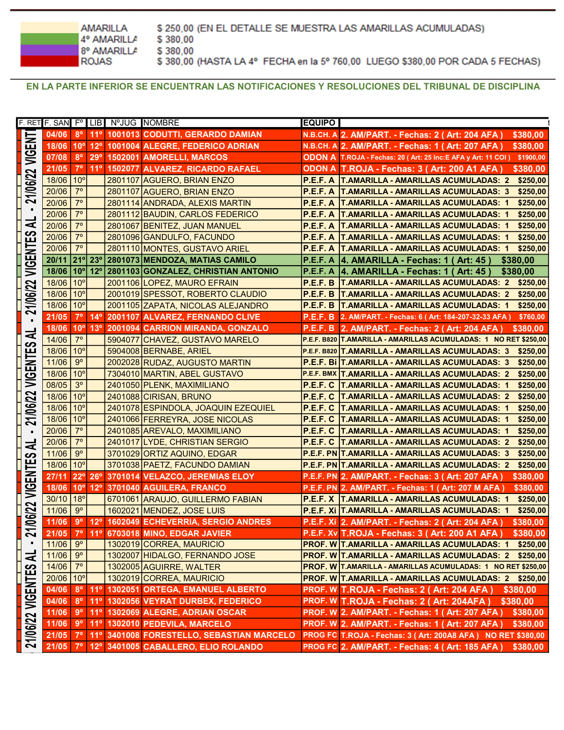| | |
|---|---|
| AMARILLA | $ 250,00 (EN EL DETALLE SE MUESTRA LAS AMARILLAS ACUMULADAS) |
| 4° AMARILLA | $ 380,00 |
| 8° AMARILLA | $ 380,00 |
| ROJAS | $ 380,00 (HASTA LA 4° FECHA en la 5° 760,00 LUEGO $380,00 POR CADA 5 FECHAS) |

**EN LA PARTE INFERIOR SE ENCUENTRAN LAS NOTIFICACIONES Y RESOLUCIONES DEL TRIBUNAL DE DISCIPLINA**

| F. RET | F. SAN | F° | LIB | N°JUG | NOMBRE | EQUIPO | |
|---|---|---|---|---|---|---|---|
| 21/06/22 VIGENTES AL - 21/06/22 VIGENTES | 04/06 | 8° | 11° | 1001013 | CODUTTI, GERARDO DAMIAN | N.B.CH. A | 2. AM/PART. - Fechas: 2 ( Art: 204 AFA ) $380,00 |
| | 18/06 | 10° | 12° | 1001004 | ALEGRE, FEDERICO ADRIAN | N.B.CH. A | 2. AM/PART. - Fechas: 1 ( Art: 207 AFA ) $380,00 |
| | 07/08 | 8° | 29° | 1502001 | AMORELLI, MARCOS | ODON A | T.ROJA - Fechas: 20 ( Art: 25 Inc:E AFA y Art: 11 COI ) $1900,00 |
| | 21/05 | 7° | 11° | 1502077 | ALVAREZ, RICARDO RAFAEL | ODON A | T.ROJA - Fechas: 3 ( Art: 200 A1 AFA ) $380,00 |
| | 18/06 | 10° | | 2801107 | AGUERO, BRIAN ENZO | P.E.F. A | T.AMARILLA - AMARILLAS ACUMULADAS: 2 $250,00 |
| | 20/06 | 7° | | 2801107 | AGUERO, BRIAN ENZO | P.E.F. A | T.AMARILLA - AMARILLAS ACUMULADAS: 3 $250,00 |
| | 20/06 | 7° | | 2801114 | ANDRADA, ALEXIS MARTIN | P.E.F. A | T.AMARILLA - AMARILLAS ACUMULADAS: 1 $250,00 |
| | 20/06 | 7° | | 2801112 | BAUDIN, CARLOS FEDERICO | P.E.F. A | T.AMARILLA - AMARILLAS ACUMULADAS: 1 $250,00 |
| | 20/06 | 7° | | 2801067 | BENITEZ, JUAN MANUEL | P.E.F. A | T.AMARILLA - AMARILLAS ACUMULADAS: 1 $250,00 |
| | 20/06 | 7° | | 2801096 | GANDULFO, FACUNDO | P.E.F. A | T.AMARILLA - AMARILLAS ACUMULADAS: 1 $250,00 |
| | 20/06 | 7° | | 2801110 | MONTES, GUSTAVO ARIEL | P.E.F. A | T.AMARILLA - AMARILLAS ACUMULADAS: 1 $250,00 |
| | 20/11 | 21° | 23° | 2801073 | MENDOZA, MATIAS CAMILO | P.E.F. A | 4. AMARILLA - Fechas: 1 ( Art: 45 ) $380,00 |
| | 18/06 | 10° | 12° | 2801103 | GONZALEZ, CHRISTIAN ANTONIO | P.E.F. A | 4. AMARILLA - Fechas: 1 ( Art: 45 ) $380,00 |
| | 18/06 | 10° | | 2001106 | LOPEZ, MAURO EFRAIN | P.E.F. B | T.AMARILLA - AMARILLAS ACUMULADAS: 2 $250,00 |
| | 18/06 | 10° | | 2001019 | SPESSOT, ROBERTO CLAUDIO | P.E.F. B | T.AMARILLA - AMARILLAS ACUMULADAS: 2 $250,00 |
| | 18/06 | 10° | | 2001105 | ZAPATA, NICOLAS ALEJANDRO | P.E.F. B | T.AMARILLA - AMARILLAS ACUMULADAS: 1 $250,00 |
| | 21/05 | 7° | 14° | 2001107 | ALVAREZ, FERNANDO CLIVE | P.E.F. B | 2. AM/PART. - Fechas: 6 ( Art: 184-207-32-33 AFA ) $760,00 |
| | 18/06 | 10° | 13° | 2001094 | CARRION MIRANDA, GONZALO | P.E.F. B | 2. AM/PART. - Fechas: 2 ( Art: 204 AFA ) $380,00 |
| | 14/06 | 7° | | 5904077 | CHAVEZ, GUSTAVO MARELO | P.E.F. B820 | T.AMARILLA - AMARILLAS ACUMULADAS: 1 NO RET $250,00 |
| | 18/06 | 10° | | 5904008 | BERNABE, ARIEL | P.E.F. B820 | T.AMARILLA - AMARILLAS ACUMULADAS: 3 $250,00 |
| | 11/06 | 9° | | 2002028 | RUDAZ, AUGUSTO MARTIN | P.E.F. Bi | T.AMARILLA - AMARILLAS ACUMULADAS: 3 $250,00 |
| | 18/06 | 10° | | 7304010 | MARTIN, ABEL GUSTAVO | P.E.F. BMX | T.AMARILLA - AMARILLAS ACUMULADAS: 2 $250,00 |
| | 08/05 | 3° | | 2401050 | PLENK, MAXIMILIANO | P.E.F. C | T.AMARILLA - AMARILLAS ACUMULADAS: 1 $250,00 |
| | 18/06 | 10° | | 2401088 | CIRISAN, BRUNO | P.E.F. C | T.AMARILLA - AMARILLAS ACUMULADAS: 2 $250,00 |
| | 18/06 | 10° | | 2401078 | ESPINDOLA, JOAQUIN EZEQUIEL | P.E.F. C | T.AMARILLA - AMARILLAS ACUMULADAS: 1 $250,00 |
| | 18/06 | 10° | | 2401066 | FERREYRA, JOSE NICOLAS | P.E.F. C | T.AMARILLA - AMARILLAS ACUMULADAS: 1 $250,00 |
| | 20/06 | 7° | | 2401085 | AREVALO, MAXIMILIANO | P.E.F. C | T.AMARILLA - AMARILLAS ACUMULADAS: 1 $250,00 |
| | 20/06 | 7° | | 2401017 | LYDE, CHRISTIAN SERGIO | P.E.F. C | T.AMARILLA - AMARILLAS ACUMULADAS: 2 $250,00 |
| | 11/06 | 9° | | 3701029 | ORTIZ AQUINO, EDGAR | P.E.F. PN | T.AMARILLA - AMARILLAS ACUMULADAS: 3 $250,00 |
| | 18/06 | 10° | | 3701038 | PAETZ, FACUNDO DAMIAN | P.E.F. PN | T.AMARILLA - AMARILLAS ACUMULADAS: 2 $250,00 |
| | 27/11 | 22° | 26° | 3701014 | VELAZCO, JEREMIAS ELOY | P.E.F. PN | 2. AM/PART. - Fechas: 3 ( Art: 207 AFA ) $380,00 |
| | 18/06 | 10° | 12° | 3701040 | AGUILERA, FRANCO | P.E.F. PN | 2. AM/PART. - Fechas: 1 ( Art: 207 M AFA ) $380,00 |
| | 30/10 | 18° | | 6701061 | ARAUJO, GUILLERMO FABIAN | P.E.F. X | T.AMARILLA - AMARILLAS ACUMULADAS: 1 $250,00 |
| | 11/06 | 9° | | 1602021 | MENDEZ, JOSE LUIS | P.E.F. Xi | T.AMARILLA - AMARILLAS ACUMULADAS: 1 $250,00 |
| | 11/06 | 9° | 12° | 1602049 | ECHEVERRIA, SERGIO ANDRES | P.E.F. Xi | 2. AM/PART. - Fechas: 2 ( Art: 204 AFA ) $380,00 |
| | 21/05 | 7° | 11° | 6703018 | MINO, EDGAR JAVIER | P.E.F. Xi | T.ROJA - Fechas: 3 ( Art: 200 A1 AFA ) $380,00 |
| | 11/06 | 9° | | 1302019 | CORREA, MAURICIO | PROF. W | T.AMARILLA - AMARILLAS ACUMULADAS: 1 $250,00 |
| | 11/06 | 9° | | 1302007 | HIDALGO, FERNANDO JOSE | PROF. W | T.AMARILLA - AMARILLAS ACUMULADAS: 2 $250,00 |
| | 14/06 | 7° | | 1302005 | AGUIRRE, WALTER | PROF. W | T.AMARILLA - AMARILLAS ACUMULADAS: 1 NO RET $250,00 |
| | 20/06 | 10° | | 1302019 | CORREA, MAURICIO | PROF. W | T.AMARILLA - AMARILLAS ACUMULADAS: 2 $250,00 |
| | 04/06 | 8° | 11° | 1302051 | ORTEGA, EMANUEL ALBERTO | PROF. W | T.ROJA - Fechas: 2 ( Art: 204 AFA ) $380,00 |
| | 04/06 | 8° | 11° | 1302056 | VEYRAT DURBEX, FEDERICO | PROF. W | T.ROJA - Fechas: 2 ( Art: 204AFA ) $380,00 |
| | 11/06 | 9° | 11° | 1302069 | ALEGRE, ADRIAN OSCAR | PROF. W | 2. AM/PART. - Fechas: 1 ( Art: 207 AFA ) $380,00 |
| | 11/06 | 9° | 11° | 1302010 | PEDEVILA, MARCELO | PROF. W | 2. AM/PART. - Fechas: 1 ( Art: 207 AFA ) $380,00 |
| | 21/05 | 7° | 11° | 3401008 | FORESTELLO, SEBASTIAN MARCELO | PROG FC | T.ROJA - Fechas: 3 ( Art: 200A8 AFA ) NO RET $380,00 |
| | 21/05 | 7° | 12° | 3401005 | CABALLERO, ELIO ROLANDO | PROG FC | 2. AM/PART. - Fechas: 4 ( Art: 185 AFA ) $380,00 |